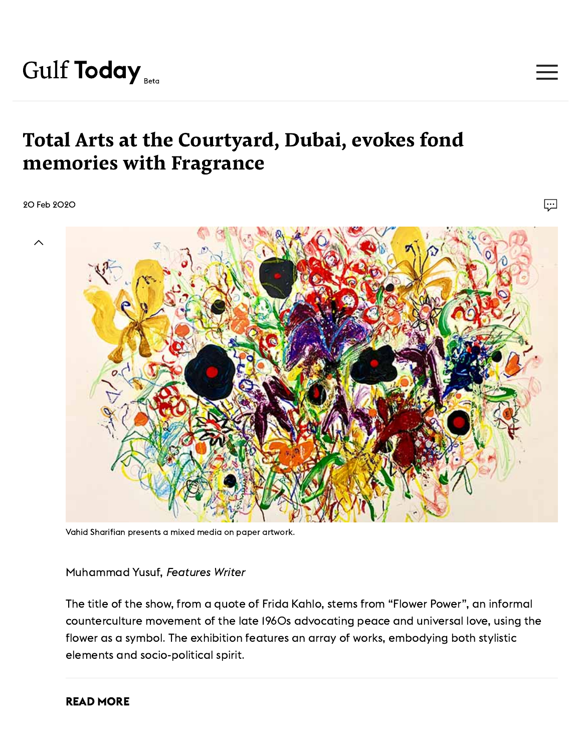# Total Arts at the Courtyard, Dubai, evokes fond memories with Fragrance

20 Feb 2020

Vahid Sharifian presents a mixed media on paper artwork.

Muhammad Yusuf, *Features Writer*

The title of the show, from a quote of Frida Kahlo, stems from "Flower Power", an informal counterculture movement of the late 1960s advocating peace and universal love, using the flower as a symbol. The exhibition features an array of works, embodying both stylistic elements and socio-political spirit.

**READ MORE**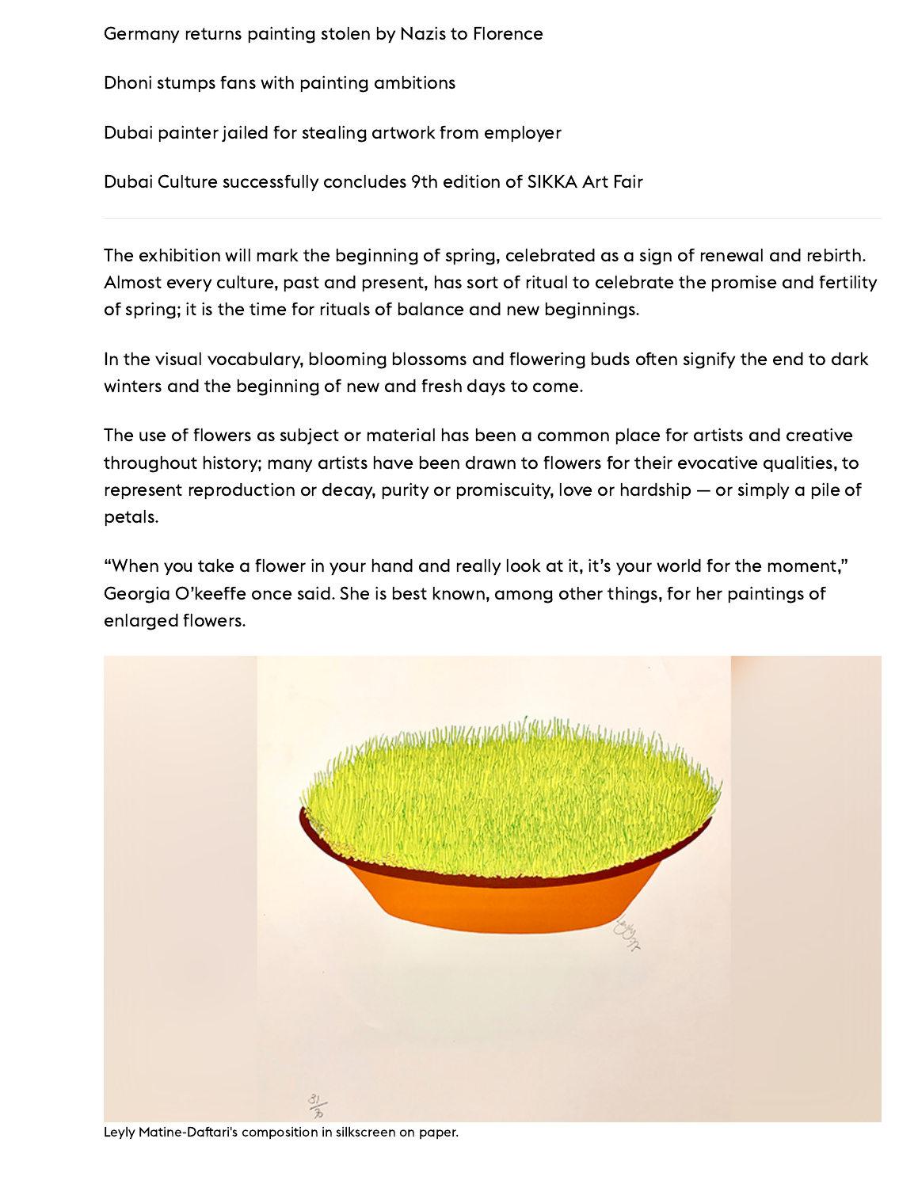Germany returns painting stolen by Nazis to Florence

Dhoni stumps fans with painting ambitions

Dubai painter jailed for stealing artwork from employer

Dubai Culture successfully concludes 9th edition of SIKKA Art Fair

---

The exhibition will mark the beginning of spring, celebrated as a sign of renewal and rebirth. Almost every culture, past and present, has sort of ritual to celebrate the promise and fertility of spring; it is the time for rituals of balance and new beginnings.

In the visual vocabulary, blooming blossoms and flowering buds often signify the end to dark winters and the beginning of new and fresh days to come.

The use of flowers as subject or material has been a common place for artists and creative throughout history; many artists have been drawn to flowers for their evocative qualities, to represent reproduction or decay, purity or promiscuity, love or hardship — or simply a pile of petals.

"When you take a flower in your hand and really look at it, it's your world for the moment," Georgia O'keeffe once said. She is best known, among other things, for her paintings of enlarged flowers.

Leyly Matine-Daftari's composition in silkscreen on paper.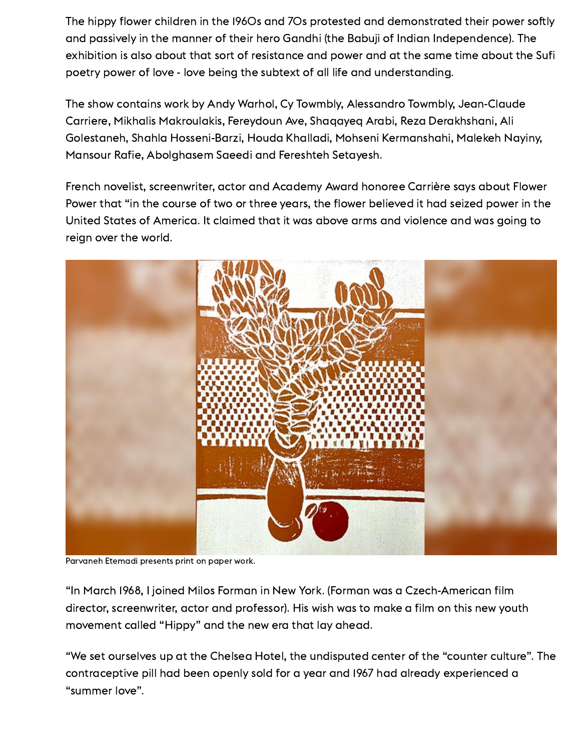The hippy flower children in the 1960s and 70s protested and demonstrated their power softly and passively in the manner of their hero Gandhi (the Babuji of Indian Independence). The exhibition is also about that sort of resistance and power and at the same time about the Sufi poetry power of love - love being the subtext of all life and understanding.

The show contains work by Andy Warhol, Cy Towmbly, Alessandro Towmbly, Jean-Claude Carriere, Mikhalis Makroulakis, Fereydoun Ave, Shaqayeq Arabi, Reza Derakhshani, Ali Golestaneh, Shahla Hosseni-Barzi, Houda Khalladi, Mohseni Kermanshahi, Malekeh Nayiny, Mansour Rafie, Abolghasem Saeedi and Fereshteh Setayesh.

French novelist, screenwriter, actor and Academy Award honoree Carrière says about Flower Power that "in the course of two or three years, the flower believed it had seized power in the United States of America. It claimed that it was above arms and violence and was going to reign over the world.

Parvaneh Etemadi presents print on paper work.

"In March 1968, I joined Milos Forman in New York. (Forman was a Czech-American film director, screenwriter, actor and professor). His wish was to make a film on this new youth movement called "Hippy" and the new era that lay ahead.

"We set ourselves up at the Chelsea Hotel, the undisputed center of the "counter culture". The contraceptive pill had been openly sold for a year and 1967 had already experienced a "summer love".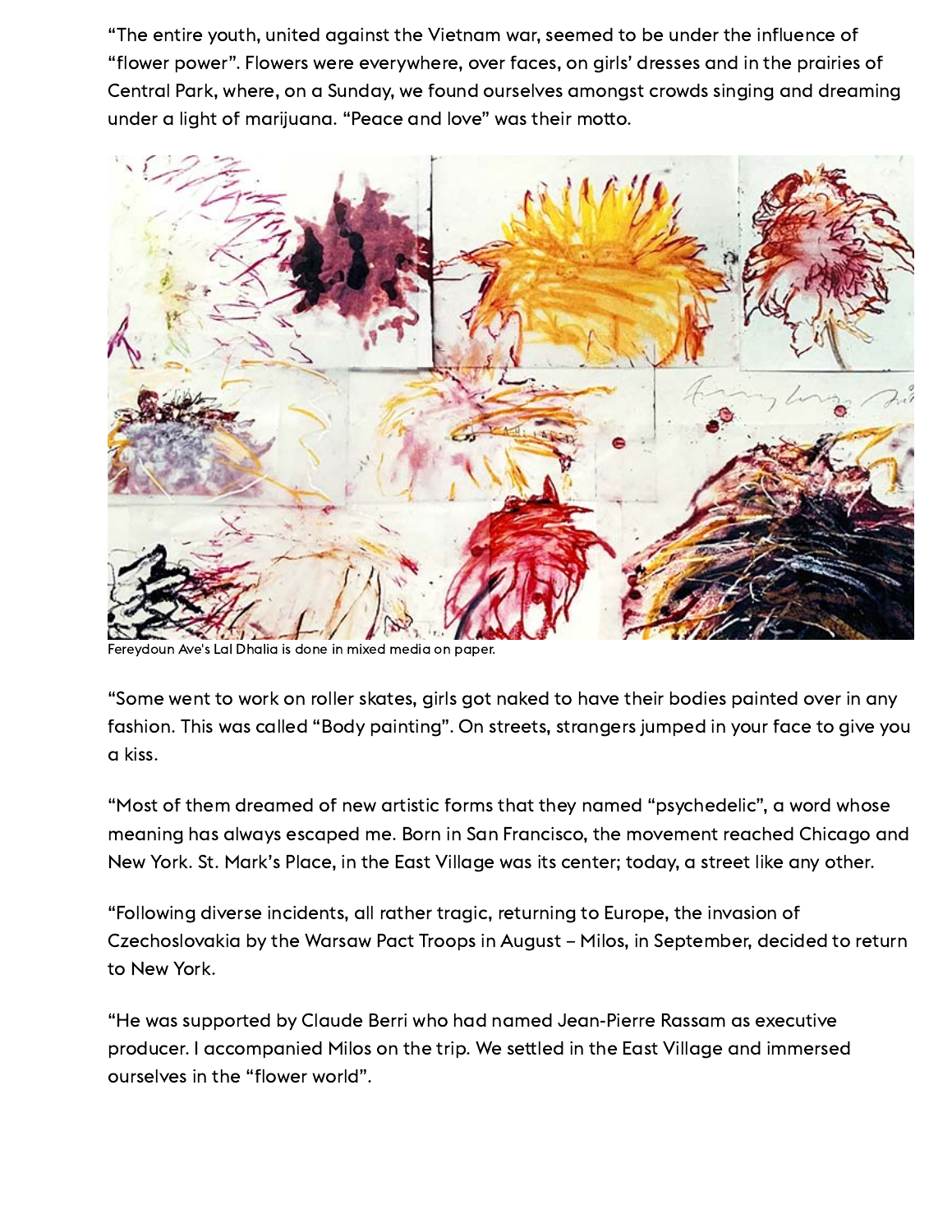"The entire youth, united against the Vietnam war, seemed to be under the influence of "flower power". Flowers were everywhere, over faces, on girls' dresses and in the prairies of Central Park, where, on a Sunday, we found ourselves amongst crowds singing and dreaming under a light of marijuana. "Peace and love" was their motto.

Fereydoun Ave's Lal Dhalia is done in mixed media on paper.

"Some went to work on roller skates, girls got naked to have their bodies painted over in any fashion. This was called "Body painting". On streets, strangers jumped in your face to give you a kiss.

"Most of them dreamed of new artistic forms that they named "psychedelic", a word whose meaning has always escaped me. Born in San Francisco, the movement reached Chicago and New York. St. Mark's Place, in the East Village was its center; today, a street like any other.

"Following diverse incidents, all rather tragic, returning to Europe, the invasion of Czechoslovakia by the Warsaw Pact Troops in August – Milos, in September, decided to return to New York.

"He was supported by Claude Berri who had named Jean-Pierre Rassam as executive producer. I accompanied Milos on the trip. We settled in the East Village and immersed ourselves in the "flower world".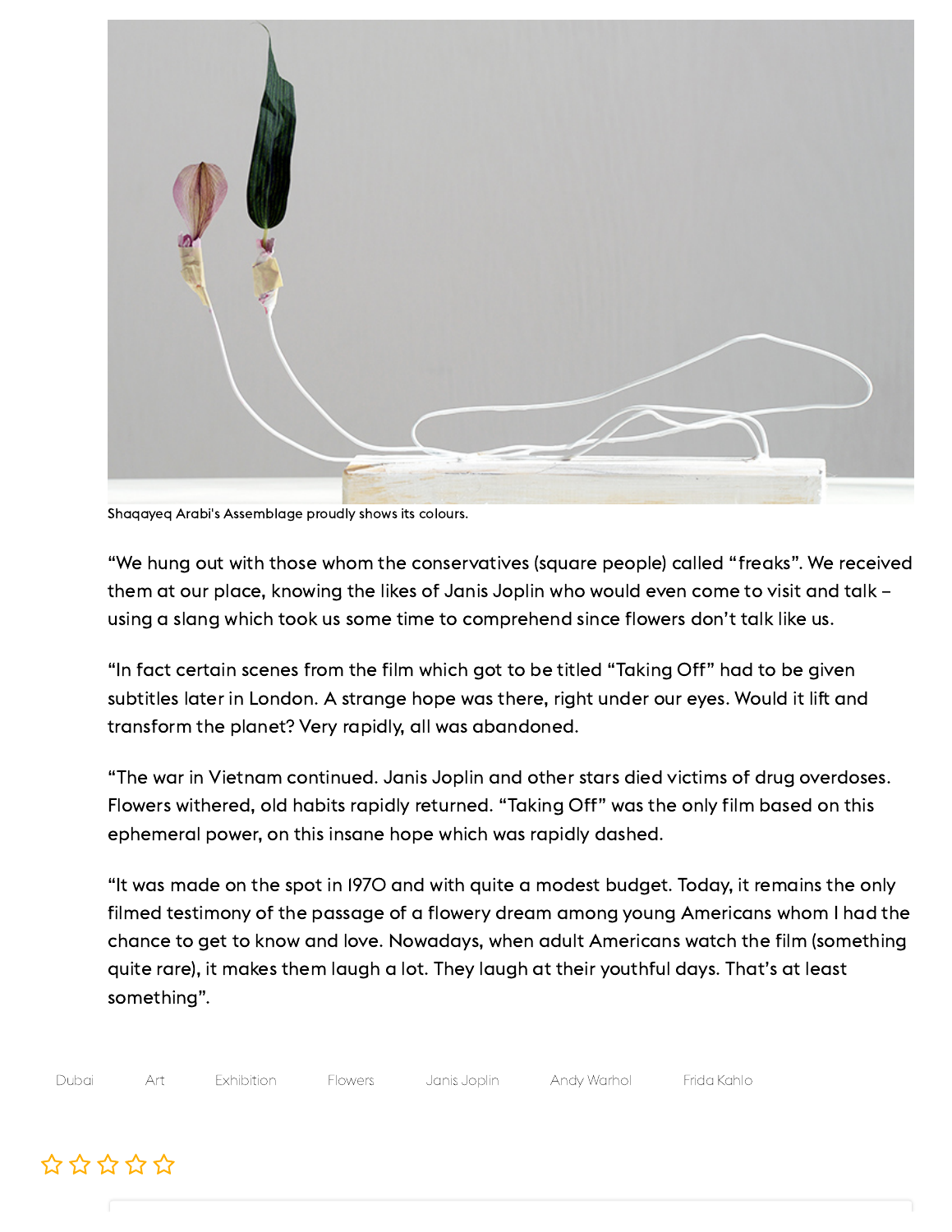Shaqayeq Arabi's Assemblage proudly shows its colours.

“We hung out with those whom the conservatives (square people) called “freaks”. We received them at our place, knowing the likes of Janis Joplin who would even come to visit and talk – using a slang which took us some time to comprehend since flowers don’t talk like us.

“In fact certain scenes from the film which got to be titled “Taking Off” had to be given subtitles later in London. A strange hope was there, right under our eyes. Would it lift and transform the planet? Very rapidly, all was abandoned.

“The war in Vietnam continued. Janis Joplin and other stars died victims of drug overdoses. Flowers withered, old habits rapidly returned. “Taking Off” was the only film based on this ephemeral power, on this insane hope which was rapidly dashed.

“It was made on the spot in 1970 and with quite a modest budget. Today, it remains the only filmed testimony of the passage of a flowery dream among young Americans whom I had the chance to get to know and love. Nowadays, when adult Americans watch the film (something quite rare), it makes them laugh a lot. They laugh at their youthful days. That’s at least something”.

Dubai Art Exhibition Flowers Janis Joplin Andy Warhol Frida Kahlo